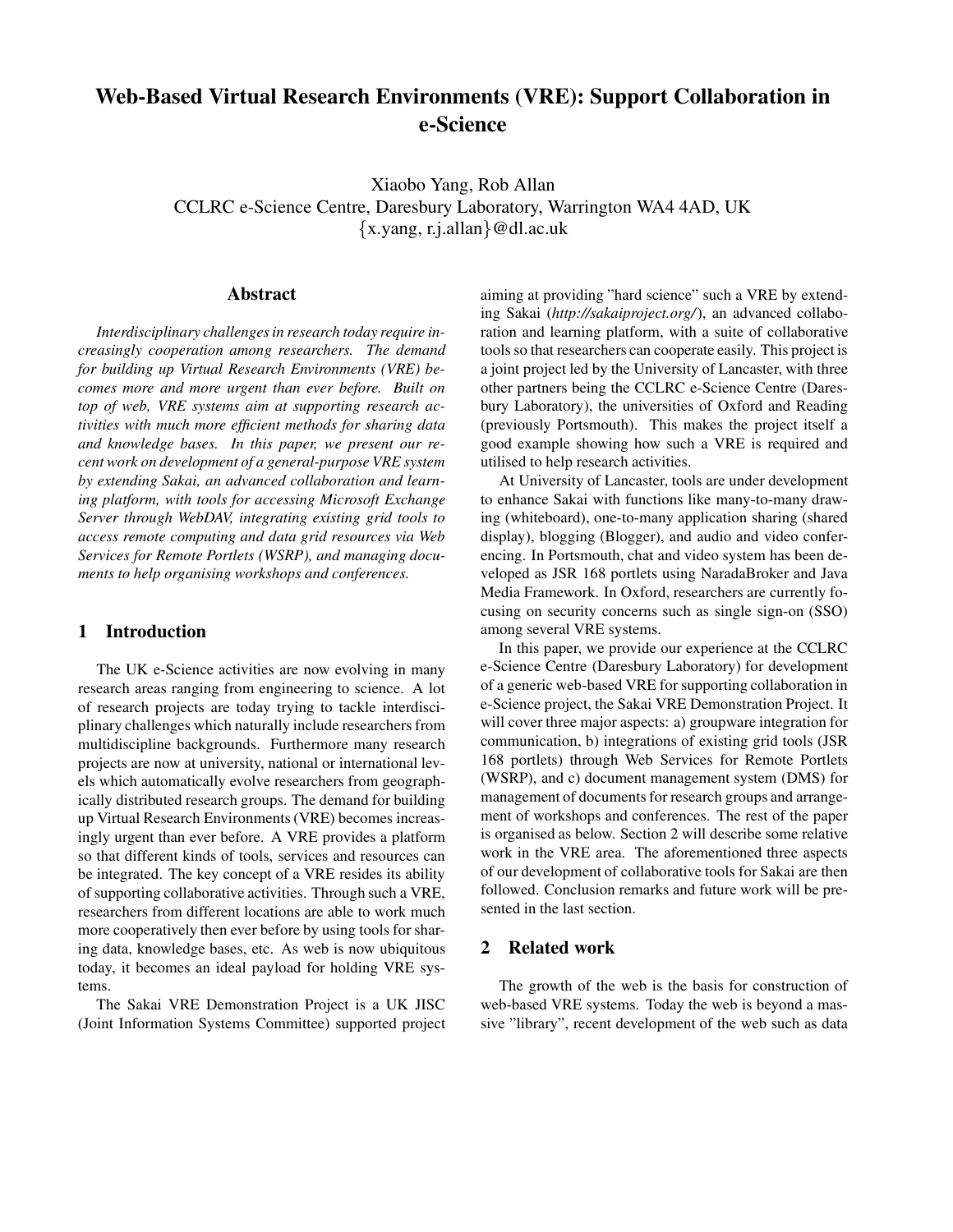# Web-Based Virtual Research Environments (VRE): Support Collaboration in e-Science

Xiaobo Yang, Rob Allan
CCLRC e-Science Centre, Daresbury Laboratory, Warrington WA4 4AD, UK
{x.yang, r.j.allan}@dl.ac.uk

## Abstract

*Interdisciplinary challenges in research today require increasingly cooperation among researchers. The demand for building up Virtual Research Environments (VRE) becomes more and more urgent than ever before. Built on top of web, VRE systems aim at supporting research activities with much more efficient methods for sharing data and knowledge bases. In this paper, we present our recent work on development of a general-purpose VRE system by extending Sakai, an advanced collaboration and learning platform, with tools for accessing Microsoft Exchange Server through WebDAV, integrating existing grid tools to access remote computing and data grid resources via Web Services for Remote Portlets (WSRP), and managing documents to help organising workshops and conferences.*

## 1 Introduction

The UK e-Science activities are now evolving in many research areas ranging from engineering to science. A lot of research projects are today trying to tackle interdisciplinary challenges which naturally include researchers from multidiscipline backgrounds. Furthermore many research projects are now at university, national or international levels which automatically evolve researchers from geographically distributed research groups. The demand for building up Virtual Research Environments (VRE) becomes increasingly urgent than ever before. A VRE provides a platform so that different kinds of tools, services and resources can be integrated. The key concept of a VRE resides its ability of supporting collaborative activities. Through such a VRE, researchers from different locations are able to work much more cooperatively then ever before by using tools for sharing data, knowledge bases, etc. As web is now ubiquitous today, it becomes an ideal payload for holding VRE systems.

The Sakai VRE Demonstration Project is a UK JISC (Joint Information Systems Committee) supported project aiming at providing "hard science" such a VRE by extending Sakai (*http://sakaiproject.org/*), an advanced collaboration and learning platform, with a suite of collaborative tools so that researchers can cooperate easily. This project is a joint project led by the University of Lancaster, with three other partners being the CCLRC e-Science Centre (Daresbury Laboratory), the universities of Oxford and Reading (previously Portsmouth). This makes the project itself a good example showing how such a VRE is required and utilised to help research activities.

At University of Lancaster, tools are under development to enhance Sakai with functions like many-to-many drawing (whiteboard), one-to-many application sharing (shared display), blogging (Blogger), and audio and video conferencing. In Portsmouth, chat and video system has been developed as JSR 168 portlets using NaradaBroker and Java Media Framework. In Oxford, researchers are currently focusing on security concerns such as single sign-on (SSO) among several VRE systems.

In this paper, we provide our experience at the CCLRC e-Science Centre (Daresbury Laboratory) for development of a generic web-based VRE for supporting collaboration in e-Science project, the Sakai VRE Demonstration Project. It will cover three major aspects: a) groupware integration for communication, b) integrations of existing grid tools (JSR 168 portlets) through Web Services for Remote Portlets (WSRP), and c) document management system (DMS) for management of documents for research groups and arrangement of workshops and conferences. The rest of the paper is organised as below. Section 2 will describe some relative work in the VRE area. The aforementioned three aspects of our development of collaborative tools for Sakai are then followed. Conclusion remarks and future work will be presented in the last section.

## 2 Related work

The growth of the web is the basis for construction of web-based VRE systems. Today the web is beyond a massive "library", recent development of the web such as data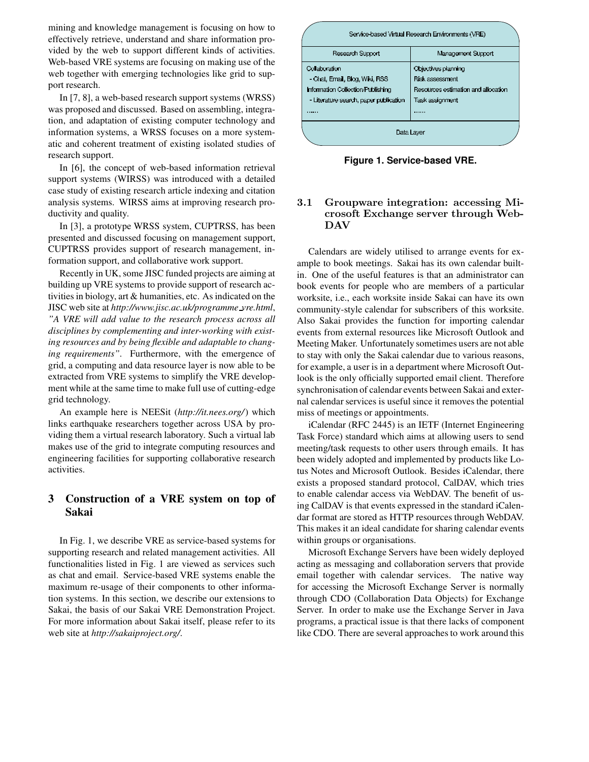mining and knowledge management is focusing on how to effectively retrieve, understand and share information provided by the web to support different kinds of activities. Web-based VRE systems are focusing on making use of the web together with emerging technologies like grid to support research.

In [7, 8], a web-based research support systems (WRSS) was proposed and discussed. Based on assembling, integration, and adaptation of existing computer technology and information systems, a WRSS focuses on a more systematic and coherent treatment of existing isolated studies of research support.

In [6], the concept of web-based information retrieval support systems (WIRSS) was introduced with a detailed case study of existing research article indexing and citation analysis systems. WIRSS aims at improving research productivity and quality.

In [3], a prototype WRSS system, CUPTRSS, has been presented and discussed focusing on management support, CUPTRSS provides support of research management, information support, and collaborative work support.

Recently in UK, some JISC funded projects are aiming at building up VRE systems to provide support of research activities in biology, art & humanities, etc. As indicated on the JISC web site at *http://www.jisc.ac.uk/programme_vre.html*, *"A VRE will add value to the research process across all disciplines by complementing and inter-working with existing resources and by being flexible and adaptable to changing requirements"*. Furthermore, with the emergence of grid, a computing and data resource layer is now able to be extracted from VRE systems to simplify the VRE development while at the same time to make full use of cutting-edge grid technology.

An example here is NEESit (*http://it.nees.org/*) which links earthquake researchers together across USA by providing them a virtual research laboratory. Such a virtual lab makes use of the grid to integrate computing resources and engineering facilities for supporting collaborative research activities.

# 3 Construction of a VRE system on top of Sakai

In Fig. 1, we describe VRE as service-based systems for supporting research and related management activities. All functionalities listed in Fig. 1 are viewed as services such as chat and email. Service-based VRE systems enable the maximum re-usage of their components to other information systems. In this section, we describe our extensions to Sakai, the basis of our Sakai VRE Demonstration Project. For more information about Sakai itself, please refer to its web site at *http://sakaiproject.org/*.

| Service-based Virtual Research Environments (VRE) | |
|---|---|
| Research Support | Management Support |
| Collaboration<br>- Chat, Email, Blog, Wiki, RSS<br>Information Collection/Publishing<br>- Literature search, paper publication<br>...... | Objectives planning<br>Risk assessment<br>Resources estimation and allocation<br>Task assignment<br>...... |
| Data Layer | |

**Figure 1. Service-based VRE.**

## 3.1 Groupware integration: accessing Microsoft Exchange server through WebDAV

Calendars are widely utilised to arrange events for example to book meetings. Sakai has its own calendar built-in. One of the useful features is that an administrator can book events for people who are members of a particular worksite, i.e., each worksite inside Sakai can have its own community-style calendar for subscribers of this worksite. Also Sakai provides the function for importing calendar events from external resources like Microsoft Outlook and Meeting Maker. Unfortunately sometimes users are not able to stay with only the Sakai calendar due to various reasons, for example, a user is in a department where Microsoft Outlook is the only officially supported email client. Therefore synchronisation of calendar events between Sakai and external calendar services is useful since it removes the potential miss of meetings or appointments.

iCalendar (RFC 2445) is an IETF (Internet Engineering Task Force) standard which aims at allowing users to send meeting/task requests to other users through emails. It has been widely adopted and implemented by products like Lotus Notes and Microsoft Outlook. Besides iCalendar, there exists a proposed standard protocol, CalDAV, which tries to enable calendar access via WebDAV. The benefit of using CalDAV is that events expressed in the standard iCalendar format are stored as HTTP resources through WebDAV. This makes it an ideal candidate for sharing calendar events within groups or organisations.

Microsoft Exchange Servers have been widely deployed acting as messaging and collaboration servers that provide email together with calendar services. The native way for accessing the Microsoft Exchange Server is normally through CDO (Collaboration Data Objects) for Exchange Server. In order to make use the Exchange Server in Java programs, a practical issue is that there lacks of component like CDO. There are several approaches to work around this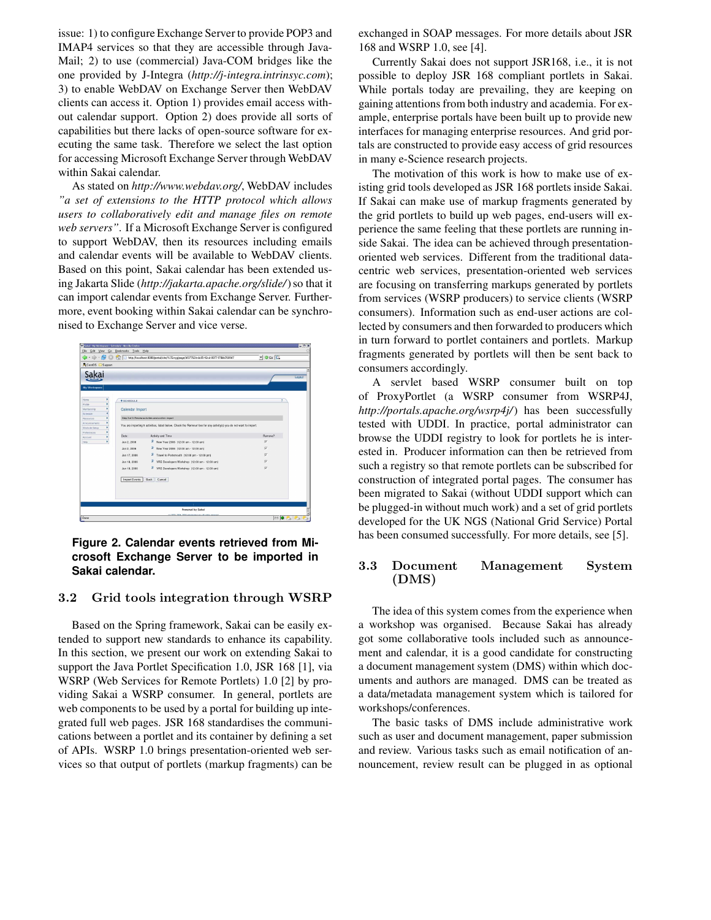issue: 1) to configure Exchange Server to provide POP3 and IMAP4 services so that they are accessible through JavaMail; 2) to use (commercial) Java-COM bridges like the one provided by J-Integra (*http://j-integra.intrinsyc.com*); 3) to enable WebDAV on Exchange Server then WebDAV clients can access it. Option 1) provides email access without calendar support. Option 2) does provide all sorts of capabilities but there lacks of open-source software for executing the same task. Therefore we select the last option for accessing Microsoft Exchange Server through WebDAV within Sakai calendar.

As stated on *http://www.webdav.org/*, WebDAV includes *"a set of extensions to the HTTP protocol which allows users to collaboratively edit and manage files on remote web servers"*. If a Microsoft Exchange Server is configured to support WebDAV, then its resources including emails and calendar events will be available to WebDAV clients. Based on this point, Sakai calendar has been extended using Jakarta Slide (*http://jakarta.apache.org/slide/*) so that it can import calendar events from Exchange Server. Furthermore, event booking within Sakai calendar can be synchronised to Exchange Server and vice verse.

**Figure 2. Calendar events retrieved from Microsoft Exchange Server to be imported in Sakai calendar.**

## 3.2 Grid tools integration through WSRP

Based on the Spring framework, Sakai can be easily extended to support new standards to enhance its capability. In this section, we present our work on extending Sakai to support the Java Portlet Specification 1.0, JSR 168 [1], via WSRP (Web Services for Remote Portlets) 1.0 [2] by providing Sakai a WSRP consumer. In general, portlets are web components to be used by a portal for building up integrated full web pages. JSR 168 standardises the communications between a portlet and its container by defining a set of APIs. WSRP 1.0 brings presentation-oriented web services so that output of portlets (markup fragments) can be exchanged in SOAP messages. For more details about JSR 168 and WSRP 1.0, see [4].

Currently Sakai does not support JSR168, i.e., it is not possible to deploy JSR 168 compliant portlets in Sakai. While portals today are prevailing, they are keeping on gaining attentions from both industry and academia. For example, enterprise portals have been built up to provide new interfaces for managing enterprise resources. And grid portals are constructed to provide easy access of grid resources in many e-Science research projects.

The motivation of this work is how to make use of existing grid tools developed as JSR 168 portlets inside Sakai. If Sakai can make use of markup fragments generated by the grid portlets to build up web pages, end-users will experience the same feeling that these portlets are running inside Sakai. The idea can be achieved through presentation-oriented web services. Different from the traditional data-centric web services, presentation-oriented web services are focusing on transferring markups generated by portlets from services (WSRP producers) to service clients (WSRP consumers). Information such as end-user actions are collected by consumers and then forwarded to producers which in turn forward to portlet containers and portlets. Markup fragments generated by portlets will then be sent back to consumers accordingly.

A servlet based WSRP consumer built on top of ProxyPortlet (a WSRP consumer from WSRP4J, *http://portals.apache.org/wsrp4j/*) has been successfully tested with UDDI. In practice, portal administrator can browse the UDDI registry to look for portlets he is interested in. Producer information can then be retrieved from such a registry so that remote portlets can be subscribed for construction of integrated portal pages. The consumer has been migrated to Sakai (without UDDI support which can be plugged-in without much work) and a set of grid portlets developed for the UK NGS (National Grid Service) Portal has been consumed successfully. For more details, see [5].

## 3.3 Document Management System (DMS)

The idea of this system comes from the experience when a workshop was organised. Because Sakai has already got some collaborative tools included such as announcement and calendar, it is a good candidate for constructing a document management system (DMS) within which documents and authors are managed. DMS can be treated as a data/metadata management system which is tailored for workshops/conferences.

The basic tasks of DMS include administrative work such as user and document management, paper submission and review. Various tasks such as email notification of announcement, review result can be plugged in as optional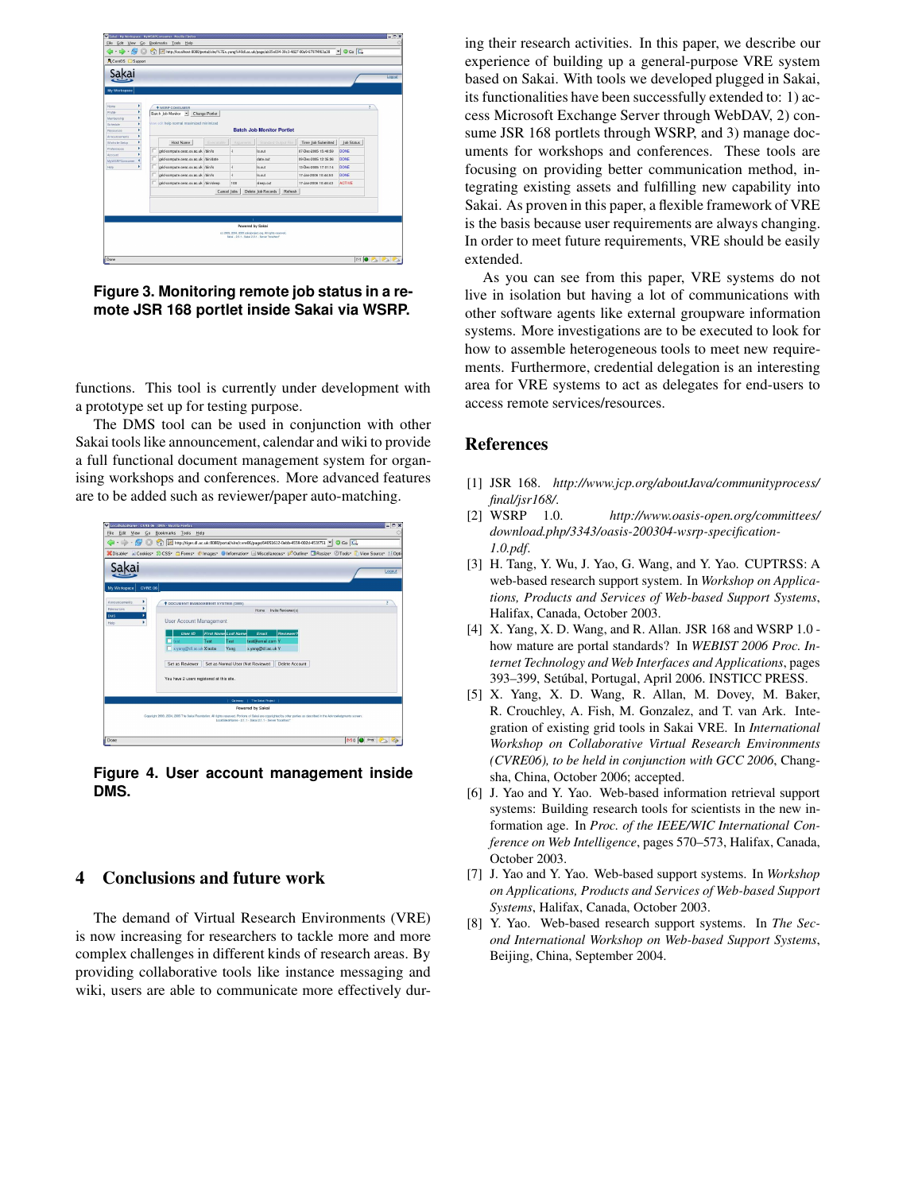**Figure 3. Monitoring remote job status in a remote JSR 168 portlet inside Sakai via WSRP.**

functions. This tool is currently under development with a prototype set up for testing purpose.

The DMS tool can be used in conjunction with other Sakai tools like announcement, calendar and wiki to provide a full functional document management system for organising workshops and conferences. More advanced features are to be added such as reviewer/paper auto-matching.

**Figure 4. User account management inside DMS.**

## 4 Conclusions and future work

The demand of Virtual Research Environments (VRE) is now increasing for researchers to tackle more and more complex challenges in different kinds of research areas. By providing collaborative tools like instance messaging and wiki, users are able to communicate more effectively during their research activities. In this paper, we describe our experience of building up a general-purpose VRE system based on Sakai. With tools we developed plugged in Sakai, its functionalities have been successfully extended to: 1) access Microsoft Exchange Server through WebDAV, 2) consume JSR 168 portlets through WSRP, and 3) manage documents for workshops and conferences. These tools are focusing on providing better communication method, integrating existing assets and fulfilling new capability into Sakai. As proven in this paper, a flexible framework of VRE is the basis because user requirements are always changing. In order to meet future requirements, VRE should be easily extended.

As you can see from this paper, VRE systems do not live in isolation but having a lot of communications with other software agents like external groupware information systems. More investigations are to be executed to look for how to assemble heterogeneous tools to meet new requirements. Furthermore, credential delegation is an interesting area for VRE systems to act as delegates for end-users to access remote services/resources.

## References

[1] JSR 168. *http://www.jcp.org/aboutJava/communityprocess/final/jsr168/*.

[2] WSRP 1.0. *http://www.oasis-open.org/committees/download.php/3343/oasis-200304-wsrp-specification-1.0.pdf*.

[3] H. Tang, Y. Wu, J. Yao, G. Wang, and Y. Yao. CUPTRSS: A web-based research support system. In *Workshop on Applications, Products and Services of Web-based Support Systems*, Halifax, Canada, October 2003.

[4] X. Yang, X. D. Wang, and R. Allan. JSR 168 and WSRP 1.0 - how mature are portal standards? In *WEBIST 2006 Proc. Internet Technology and Web Interfaces and Applications*, pages 393–399, Setúbal, Portugal, April 2006. INSTICC PRESS.

[5] X. Yang, X. D. Wang, R. Allan, M. Dovey, M. Baker, R. Crouchley, A. Fish, M. Gonzalez, and T. van Ark. Integration of existing grid tools in Sakai VRE. In *International Workshop on Collaborative Virtual Research Environments (CVRE06), to be held in conjunction with GCC 2006*, Changsha, China, October 2006; accepted.

[6] J. Yao and Y. Yao. Web-based information retrieval support systems: Building research tools for scientists in the new information age. In *Proc. of the IEEE/WIC International Conference on Web Intelligence*, pages 570–573, Halifax, Canada, October 2003.

[7] J. Yao and Y. Yao. Web-based support systems. In *Workshop on Applications, Products and Services of Web-based Support Systems*, Halifax, Canada, October 2003.

[8] Y. Yao. Web-based research support systems. In *The Second International Workshop on Web-based Support Systems*, Beijing, China, September 2004.